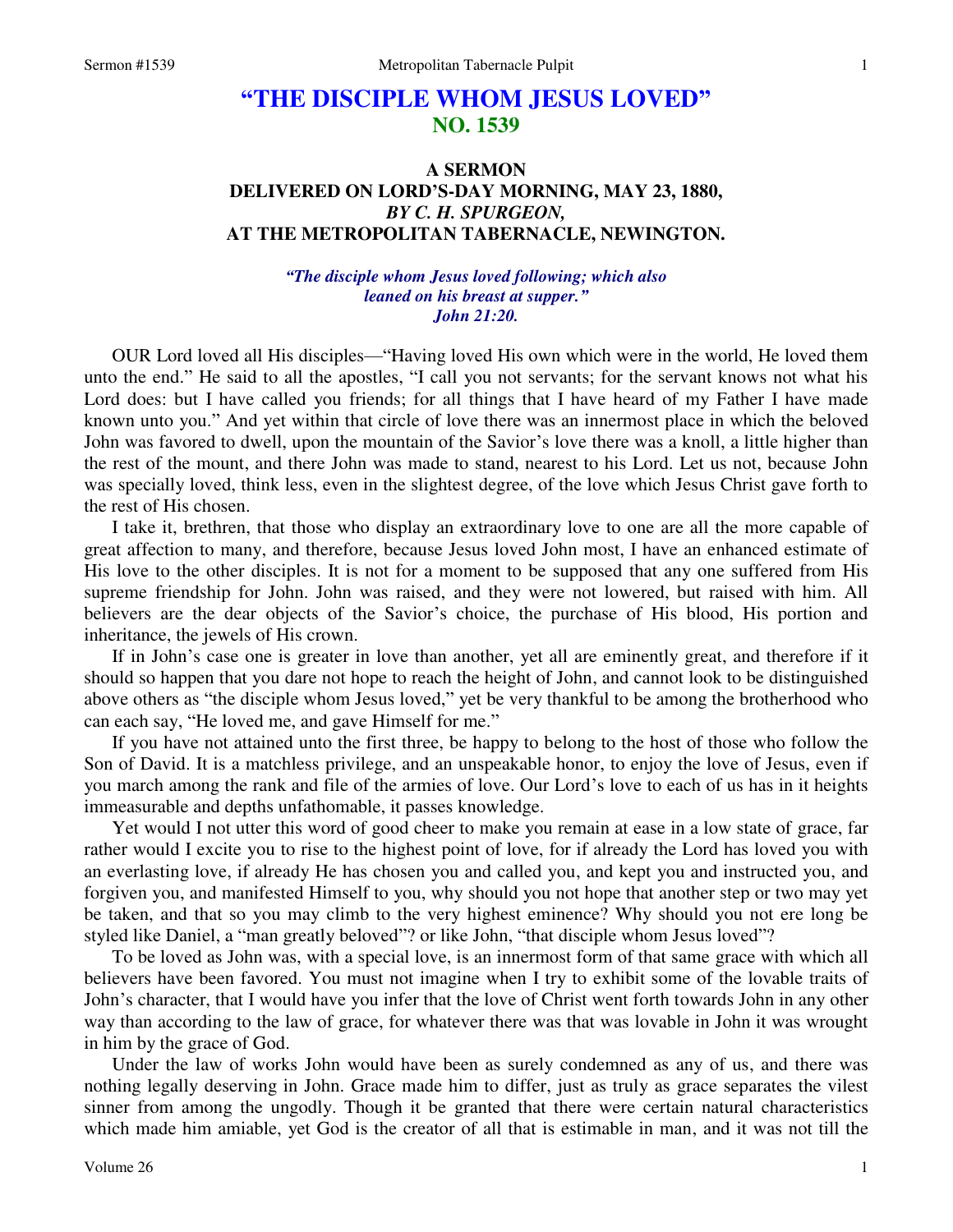# "THE DISCIPLE WHOM JESUS LOVED"
## NO. 1539

### A SERMON
### DELIVERED ON LORD'S-DAY MORNING, MAY 23, 1880,
### *BY C. H. SPURGEON,*
### AT THE METROPOLITAN TABERNACLE, NEWINGTON.

*"The disciple whom Jesus loved following; which also leaned on his breast at supper." John 21:20.*

OUR Lord loved all His disciples—"Having loved His own which were in the world, He loved them unto the end." He said to all the apostles, "I call you not servants; for the servant knows not what his Lord does: but I have called you friends; for all things that I have heard of my Father I have made known unto you." And yet within that circle of love there was an innermost place in which the beloved John was favored to dwell, upon the mountain of the Savior's love there was a knoll, a little higher than the rest of the mount, and there John was made to stand, nearest to his Lord. Let us not, because John was specially loved, think less, even in the slightest degree, of the love which Jesus Christ gave forth to the rest of His chosen.

I take it, brethren, that those who display an extraordinary love to one are all the more capable of great affection to many, and therefore, because Jesus loved John most, I have an enhanced estimate of His love to the other disciples. It is not for a moment to be supposed that any one suffered from His supreme friendship for John. John was raised, and they were not lowered, but raised with him. All believers are the dear objects of the Savior's choice, the purchase of His blood, His portion and inheritance, the jewels of His crown.

If in John's case one is greater in love than another, yet all are eminently great, and therefore if it should so happen that you dare not hope to reach the height of John, and cannot look to be distinguished above others as "the disciple whom Jesus loved," yet be very thankful to be among the brotherhood who can each say, "He loved me, and gave Himself for me."

If you have not attained unto the first three, be happy to belong to the host of those who follow the Son of David. It is a matchless privilege, and an unspeakable honor, to enjoy the love of Jesus, even if you march among the rank and file of the armies of love. Our Lord's love to each of us has in it heights immeasurable and depths unfathomable, it passes knowledge.

Yet would I not utter this word of good cheer to make you remain at ease in a low state of grace, far rather would I excite you to rise to the highest point of love, for if already the Lord has loved you with an everlasting love, if already He has chosen you and called you, and kept you and instructed you, and forgiven you, and manifested Himself to you, why should you not hope that another step or two may yet be taken, and that so you may climb to the very highest eminence? Why should you not ere long be styled like Daniel, a "man greatly beloved"? or like John, "that disciple whom Jesus loved"?

To be loved as John was, with a special love, is an innermost form of that same grace with which all believers have been favored. You must not imagine when I try to exhibit some of the lovable traits of John's character, that I would have you infer that the love of Christ went forth towards John in any other way than according to the law of grace, for whatever there was that was lovable in John it was wrought in him by the grace of God.

Under the law of works John would have been as surely condemned as any of us, and there was nothing legally deserving in John. Grace made him to differ, just as truly as grace separates the vilest sinner from among the ungodly. Though it be granted that there were certain natural characteristics which made him amiable, yet God is the creator of all that is estimable in man, and it was not till the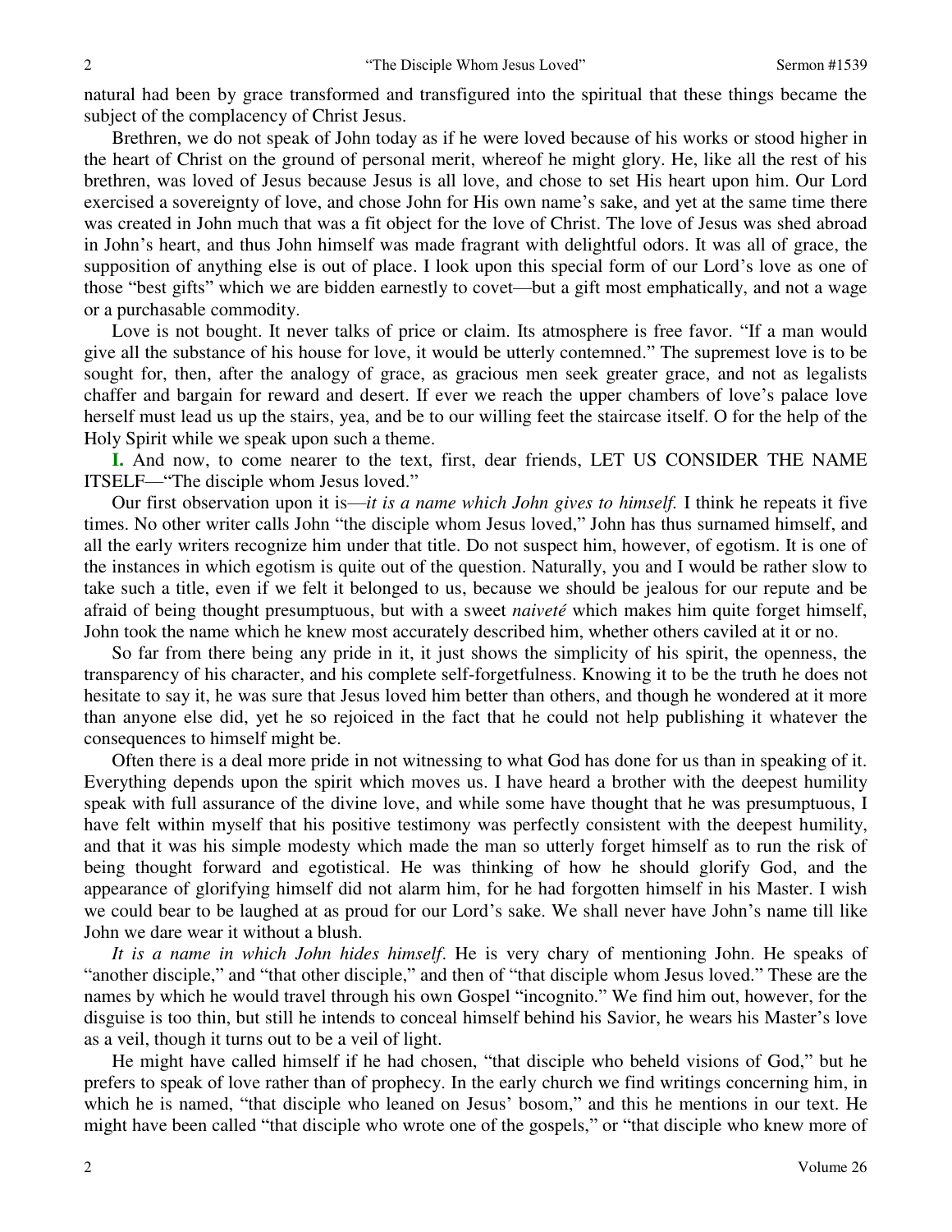natural had been by grace transformed and transfigured into the spiritual that these things became the subject of the complacency of Christ Jesus.

Brethren, we do not speak of John today as if he were loved because of his works or stood higher in the heart of Christ on the ground of personal merit, whereof he might glory. He, like all the rest of his brethren, was loved of Jesus because Jesus is all love, and chose to set His heart upon him. Our Lord exercised a sovereignty of love, and chose John for His own name's sake, and yet at the same time there was created in John much that was a fit object for the love of Christ. The love of Jesus was shed abroad in John's heart, and thus John himself was made fragrant with delightful odors. It was all of grace, the supposition of anything else is out of place. I look upon this special form of our Lord's love as one of those "best gifts" which we are bidden earnestly to covet—but a gift most emphatically, and not a wage or a purchasable commodity.

Love is not bought. It never talks of price or claim. Its atmosphere is free favor. "If a man would give all the substance of his house for love, it would be utterly contemned." The supremest love is to be sought for, then, after the analogy of grace, as gracious men seek greater grace, and not as legalists chaffer and bargain for reward and desert. If ever we reach the upper chambers of love's palace love herself must lead us up the stairs, yea, and be to our willing feet the staircase itself. O for the help of the Holy Spirit while we speak upon such a theme.

**I.** And now, to come nearer to the text, first, dear friends, LET US CONSIDER THE NAME ITSELF—"The disciple whom Jesus loved."

Our first observation upon it is—*it is a name which John gives to himself.* I think he repeats it five times. No other writer calls John "the disciple whom Jesus loved," John has thus surnamed himself, and all the early writers recognize him under that title. Do not suspect him, however, of egotism. It is one of the instances in which egotism is quite out of the question. Naturally, you and I would be rather slow to take such a title, even if we felt it belonged to us, because we should be jealous for our repute and be afraid of being thought presumptuous, but with a sweet *naiveté* which makes him quite forget himself, John took the name which he knew most accurately described him, whether others caviled at it or no.

So far from there being any pride in it, it just shows the simplicity of his spirit, the openness, the transparency of his character, and his complete self-forgetfulness. Knowing it to be the truth he does not hesitate to say it, he was sure that Jesus loved him better than others, and though he wondered at it more than anyone else did, yet he so rejoiced in the fact that he could not help publishing it whatever the consequences to himself might be.

Often there is a deal more pride in not witnessing to what God has done for us than in speaking of it. Everything depends upon the spirit which moves us. I have heard a brother with the deepest humility speak with full assurance of the divine love, and while some have thought that he was presumptuous, I have felt within myself that his positive testimony was perfectly consistent with the deepest humility, and that it was his simple modesty which made the man so utterly forget himself as to run the risk of being thought forward and egotistical. He was thinking of how he should glorify God, and the appearance of glorifying himself did not alarm him, for he had forgotten himself in his Master. I wish we could bear to be laughed at as proud for our Lord's sake. We shall never have John's name till like John we dare wear it without a blush.

*It is a name in which John hides himself*. He is very chary of mentioning John. He speaks of "another disciple," and "that other disciple," and then of "that disciple whom Jesus loved." These are the names by which he would travel through his own Gospel "incognito." We find him out, however, for the disguise is too thin, but still he intends to conceal himself behind his Savior, he wears his Master's love as a veil, though it turns out to be a veil of light.

He might have called himself if he had chosen, "that disciple who beheld visions of God," but he prefers to speak of love rather than of prophecy. In the early church we find writings concerning him, in which he is named, "that disciple who leaned on Jesus' bosom," and this he mentions in our text. He might have been called "that disciple who wrote one of the gospels," or "that disciple who knew more of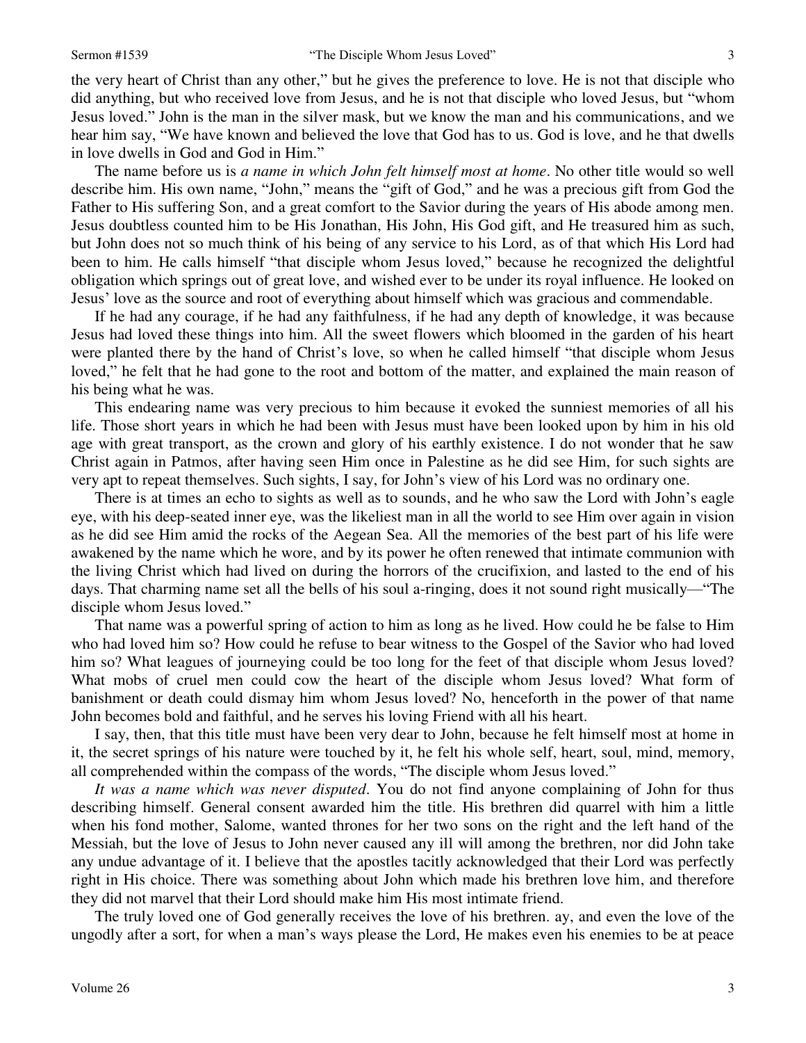the very heart of Christ than any other," but he gives the preference to love. He is not that disciple who did anything, but who received love from Jesus, and he is not that disciple who loved Jesus, but "whom Jesus loved." John is the man in the silver mask, but we know the man and his communications, and we hear him say, "We have known and believed the love that God has to us. God is love, and he that dwells in love dwells in God and God in Him."

The name before us is *a name in which John felt himself most at home*. No other title would so well describe him. His own name, "John," means the "gift of God," and he was a precious gift from God the Father to His suffering Son, and a great comfort to the Savior during the years of His abode among men. Jesus doubtless counted him to be His Jonathan, His John, His God gift, and He treasured him as such, but John does not so much think of his being of any service to his Lord, as of that which His Lord had been to him. He calls himself "that disciple whom Jesus loved," because he recognized the delightful obligation which springs out of great love, and wished ever to be under its royal influence. He looked on Jesus' love as the source and root of everything about himself which was gracious and commendable.

If he had any courage, if he had any faithfulness, if he had any depth of knowledge, it was because Jesus had loved these things into him. All the sweet flowers which bloomed in the garden of his heart were planted there by the hand of Christ's love, so when he called himself "that disciple whom Jesus loved," he felt that he had gone to the root and bottom of the matter, and explained the main reason of his being what he was.

This endearing name was very precious to him because it evoked the sunniest memories of all his life. Those short years in which he had been with Jesus must have been looked upon by him in his old age with great transport, as the crown and glory of his earthly existence. I do not wonder that he saw Christ again in Patmos, after having seen Him once in Palestine as he did see Him, for such sights are very apt to repeat themselves. Such sights, I say, for John's view of his Lord was no ordinary one.

There is at times an echo to sights as well as to sounds, and he who saw the Lord with John's eagle eye, with his deep-seated inner eye, was the likeliest man in all the world to see Him over again in vision as he did see Him amid the rocks of the Aegean Sea. All the memories of the best part of his life were awakened by the name which he wore, and by its power he often renewed that intimate communion with the living Christ which had lived on during the horrors of the crucifixion, and lasted to the end of his days. That charming name set all the bells of his soul a-ringing, does it not sound right musically—"The disciple whom Jesus loved."

That name was a powerful spring of action to him as long as he lived. How could he be false to Him who had loved him so? How could he refuse to bear witness to the Gospel of the Savior who had loved him so? What leagues of journeying could be too long for the feet of that disciple whom Jesus loved? What mobs of cruel men could cow the heart of the disciple whom Jesus loved? What form of banishment or death could dismay him whom Jesus loved? No, henceforth in the power of that name John becomes bold and faithful, and he serves his loving Friend with all his heart.

I say, then, that this title must have been very dear to John, because he felt himself most at home in it, the secret springs of his nature were touched by it, he felt his whole self, heart, soul, mind, memory, all comprehended within the compass of the words, "The disciple whom Jesus loved."

*It was a name which was never disputed*. You do not find anyone complaining of John for thus describing himself. General consent awarded him the title. His brethren did quarrel with him a little when his fond mother, Salome, wanted thrones for her two sons on the right and the left hand of the Messiah, but the love of Jesus to John never caused any ill will among the brethren, nor did John take any undue advantage of it. I believe that the apostles tacitly acknowledged that their Lord was perfectly right in His choice. There was something about John which made his brethren love him, and therefore they did not marvel that their Lord should make him His most intimate friend.

The truly loved one of God generally receives the love of his brethren. ay, and even the love of the ungodly after a sort, for when a man's ways please the Lord, He makes even his enemies to be at peace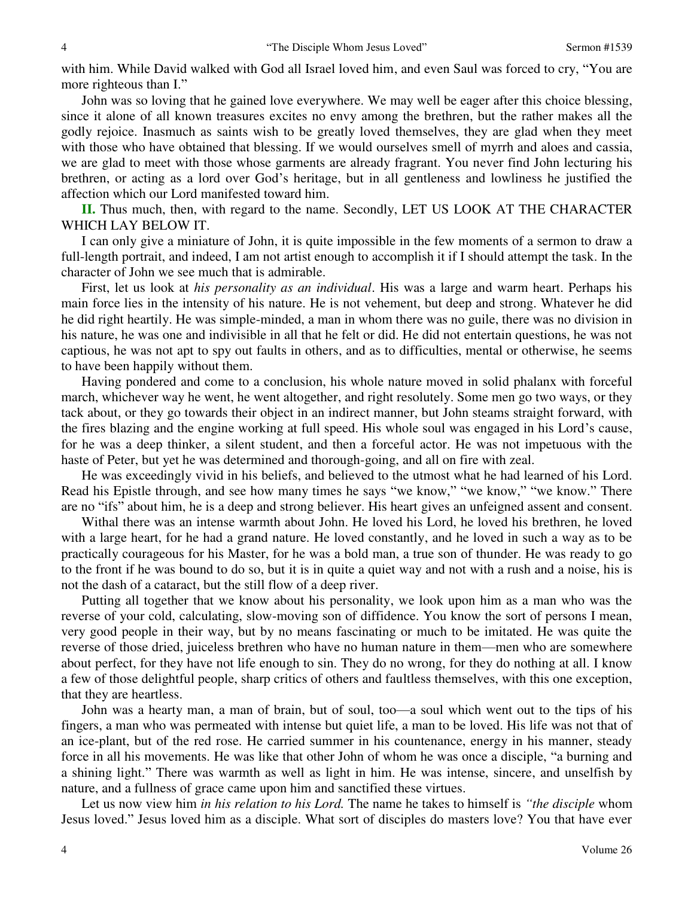with him. While David walked with God all Israel loved him, and even Saul was forced to cry, "You are more righteous than I."

John was so loving that he gained love everywhere. We may well be eager after this choice blessing, since it alone of all known treasures excites no envy among the brethren, but the rather makes all the godly rejoice. Inasmuch as saints wish to be greatly loved themselves, they are glad when they meet with those who have obtained that blessing. If we would ourselves smell of myrrh and aloes and cassia, we are glad to meet with those whose garments are already fragrant. You never find John lecturing his brethren, or acting as a lord over God's heritage, but in all gentleness and lowliness he justified the affection which our Lord manifested toward him.

**II.** Thus much, then, with regard to the name. Secondly, LET US LOOK AT THE CHARACTER WHICH LAY BELOW IT.

I can only give a miniature of John, it is quite impossible in the few moments of a sermon to draw a full-length portrait, and indeed, I am not artist enough to accomplish it if I should attempt the task. In the character of John we see much that is admirable.

First, let us look at *his personality as an individual*. His was a large and warm heart. Perhaps his main force lies in the intensity of his nature. He is not vehement, but deep and strong. Whatever he did he did right heartily. He was simple-minded, a man in whom there was no guile, there was no division in his nature, he was one and indivisible in all that he felt or did. He did not entertain questions, he was not captious, he was not apt to spy out faults in others, and as to difficulties, mental or otherwise, he seems to have been happily without them.

Having pondered and come to a conclusion, his whole nature moved in solid phalanx with forceful march, whichever way he went, he went altogether, and right resolutely. Some men go two ways, or they tack about, or they go towards their object in an indirect manner, but John steams straight forward, with the fires blazing and the engine working at full speed. His whole soul was engaged in his Lord's cause, for he was a deep thinker, a silent student, and then a forceful actor. He was not impetuous with the haste of Peter, but yet he was determined and thorough-going, and all on fire with zeal.

He was exceedingly vivid in his beliefs, and believed to the utmost what he had learned of his Lord. Read his Epistle through, and see how many times he says "we know," "we know," "we know." There are no "ifs" about him, he is a deep and strong believer. His heart gives an unfeigned assent and consent.

Withal there was an intense warmth about John. He loved his Lord, he loved his brethren, he loved with a large heart, for he had a grand nature. He loved constantly, and he loved in such a way as to be practically courageous for his Master, for he was a bold man, a true son of thunder. He was ready to go to the front if he was bound to do so, but it is in quite a quiet way and not with a rush and a noise, his is not the dash of a cataract, but the still flow of a deep river.

Putting all together that we know about his personality, we look upon him as a man who was the reverse of your cold, calculating, slow-moving son of diffidence. You know the sort of persons I mean, very good people in their way, but by no means fascinating or much to be imitated. He was quite the reverse of those dried, juiceless brethren who have no human nature in them—men who are somewhere about perfect, for they have not life enough to sin. They do no wrong, for they do nothing at all. I know a few of those delightful people, sharp critics of others and faultless themselves, with this one exception, that they are heartless.

John was a hearty man, a man of brain, but of soul, too—a soul which went out to the tips of his fingers, a man who was permeated with intense but quiet life, a man to be loved. His life was not that of an ice-plant, but of the red rose. He carried summer in his countenance, energy in his manner, steady force in all his movements. He was like that other John of whom he was once a disciple, "a burning and a shining light." There was warmth as well as light in him. He was intense, sincere, and unselfish by nature, and a fullness of grace came upon him and sanctified these virtues.

Let us now view him *in his relation to his Lord.* The name he takes to himself is *"the disciple* whom Jesus loved." Jesus loved him as a disciple. What sort of disciples do masters love? You that have ever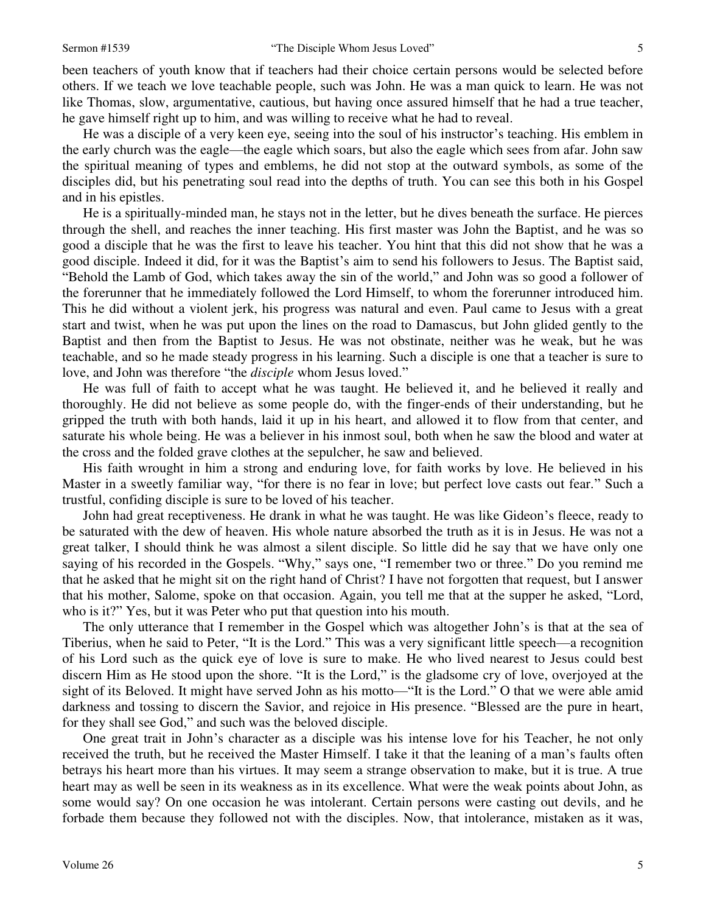been teachers of youth know that if teachers had their choice certain persons would be selected before others. If we teach we love teachable people, such was John. He was a man quick to learn. He was not like Thomas, slow, argumentative, cautious, but having once assured himself that he had a true teacher, he gave himself right up to him, and was willing to receive what he had to reveal.

He was a disciple of a very keen eye, seeing into the soul of his instructor's teaching. His emblem in the early church was the eagle—the eagle which soars, but also the eagle which sees from afar. John saw the spiritual meaning of types and emblems, he did not stop at the outward symbols, as some of the disciples did, but his penetrating soul read into the depths of truth. You can see this both in his Gospel and in his epistles.

He is a spiritually-minded man, he stays not in the letter, but he dives beneath the surface. He pierces through the shell, and reaches the inner teaching. His first master was John the Baptist, and he was so good a disciple that he was the first to leave his teacher. You hint that this did not show that he was a good disciple. Indeed it did, for it was the Baptist's aim to send his followers to Jesus. The Baptist said, "Behold the Lamb of God, which takes away the sin of the world," and John was so good a follower of the forerunner that he immediately followed the Lord Himself, to whom the forerunner introduced him. This he did without a violent jerk, his progress was natural and even. Paul came to Jesus with a great start and twist, when he was put upon the lines on the road to Damascus, but John glided gently to the Baptist and then from the Baptist to Jesus. He was not obstinate, neither was he weak, but he was teachable, and so he made steady progress in his learning. Such a disciple is one that a teacher is sure to love, and John was therefore "the *disciple* whom Jesus loved."

He was full of faith to accept what he was taught. He believed it, and he believed it really and thoroughly. He did not believe as some people do, with the finger-ends of their understanding, but he gripped the truth with both hands, laid it up in his heart, and allowed it to flow from that center, and saturate his whole being. He was a believer in his inmost soul, both when he saw the blood and water at the cross and the folded grave clothes at the sepulcher, he saw and believed.

His faith wrought in him a strong and enduring love, for faith works by love. He believed in his Master in a sweetly familiar way, "for there is no fear in love; but perfect love casts out fear." Such a trustful, confiding disciple is sure to be loved of his teacher.

John had great receptiveness. He drank in what he was taught. He was like Gideon's fleece, ready to be saturated with the dew of heaven. His whole nature absorbed the truth as it is in Jesus. He was not a great talker, I should think he was almost a silent disciple. So little did he say that we have only one saying of his recorded in the Gospels. "Why," says one, "I remember two or three." Do you remind me that he asked that he might sit on the right hand of Christ? I have not forgotten that request, but I answer that his mother, Salome, spoke on that occasion. Again, you tell me that at the supper he asked, "Lord, who is it?" Yes, but it was Peter who put that question into his mouth.

The only utterance that I remember in the Gospel which was altogether John's is that at the sea of Tiberius, when he said to Peter, "It is the Lord." This was a very significant little speech—a recognition of his Lord such as the quick eye of love is sure to make. He who lived nearest to Jesus could best discern Him as He stood upon the shore. "It is the Lord," is the gladsome cry of love, overjoyed at the sight of its Beloved. It might have served John as his motto—"It is the Lord." O that we were able amid darkness and tossing to discern the Savior, and rejoice in His presence. "Blessed are the pure in heart, for they shall see God," and such was the beloved disciple.

One great trait in John's character as a disciple was his intense love for his Teacher, he not only received the truth, but he received the Master Himself. I take it that the leaning of a man's faults often betrays his heart more than his virtues. It may seem a strange observation to make, but it is true. A true heart may as well be seen in its weakness as in its excellence. What were the weak points about John, as some would say? On one occasion he was intolerant. Certain persons were casting out devils, and he forbade them because they followed not with the disciples. Now, that intolerance, mistaken as it was,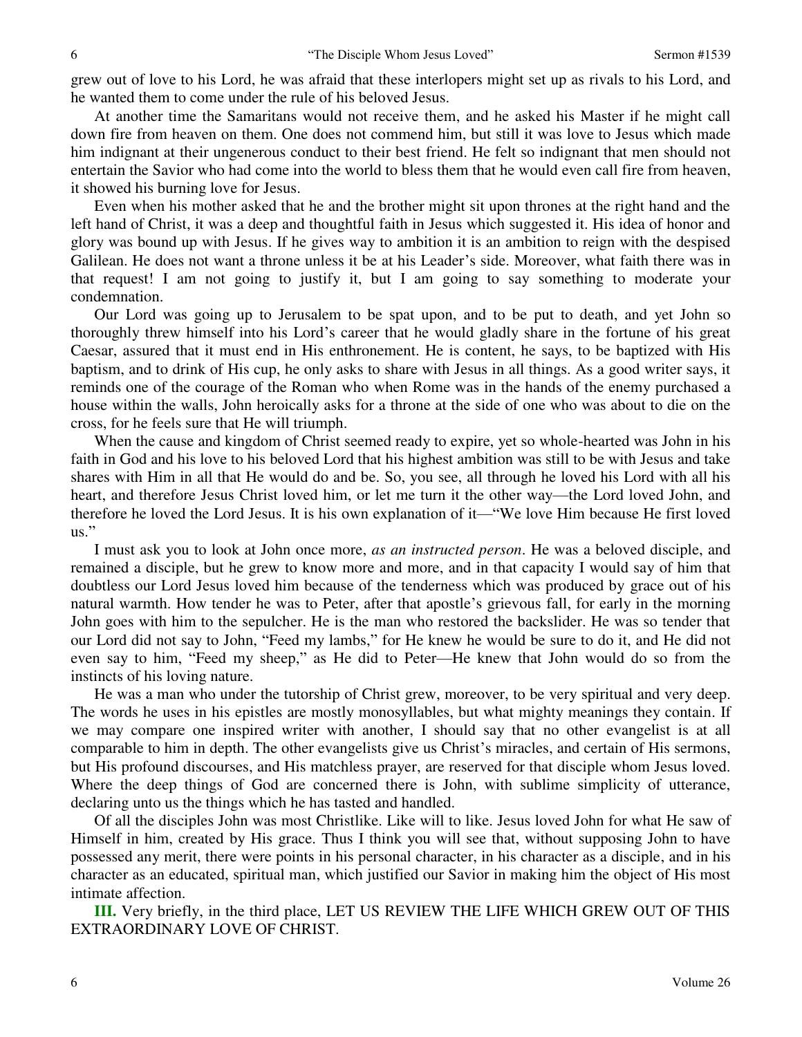grew out of love to his Lord, he was afraid that these interlopers might set up as rivals to his Lord, and he wanted them to come under the rule of his beloved Jesus.

At another time the Samaritans would not receive them, and he asked his Master if he might call down fire from heaven on them. One does not commend him, but still it was love to Jesus which made him indignant at their ungenerous conduct to their best friend. He felt so indignant that men should not entertain the Savior who had come into the world to bless them that he would even call fire from heaven, it showed his burning love for Jesus.

Even when his mother asked that he and the brother might sit upon thrones at the right hand and the left hand of Christ, it was a deep and thoughtful faith in Jesus which suggested it. His idea of honor and glory was bound up with Jesus. If he gives way to ambition it is an ambition to reign with the despised Galilean. He does not want a throne unless it be at his Leader's side. Moreover, what faith there was in that request! I am not going to justify it, but I am going to say something to moderate your condemnation.

Our Lord was going up to Jerusalem to be spat upon, and to be put to death, and yet John so thoroughly threw himself into his Lord's career that he would gladly share in the fortune of his great Caesar, assured that it must end in His enthronement. He is content, he says, to be baptized with His baptism, and to drink of His cup, he only asks to share with Jesus in all things. As a good writer says, it reminds one of the courage of the Roman who when Rome was in the hands of the enemy purchased a house within the walls, John heroically asks for a throne at the side of one who was about to die on the cross, for he feels sure that He will triumph.

When the cause and kingdom of Christ seemed ready to expire, yet so whole-hearted was John in his faith in God and his love to his beloved Lord that his highest ambition was still to be with Jesus and take shares with Him in all that He would do and be. So, you see, all through he loved his Lord with all his heart, and therefore Jesus Christ loved him, or let me turn it the other way—the Lord loved John, and therefore he loved the Lord Jesus. It is his own explanation of it—"We love Him because He first loved us."

I must ask you to look at John once more, *as an instructed person*. He was a beloved disciple, and remained a disciple, but he grew to know more and more, and in that capacity I would say of him that doubtless our Lord Jesus loved him because of the tenderness which was produced by grace out of his natural warmth. How tender he was to Peter, after that apostle's grievous fall, for early in the morning John goes with him to the sepulcher. He is the man who restored the backslider. He was so tender that our Lord did not say to John, "Feed my lambs," for He knew he would be sure to do it, and He did not even say to him, "Feed my sheep," as He did to Peter—He knew that John would do so from the instincts of his loving nature.

He was a man who under the tutorship of Christ grew, moreover, to be very spiritual and very deep. The words he uses in his epistles are mostly monosyllables, but what mighty meanings they contain. If we may compare one inspired writer with another, I should say that no other evangelist is at all comparable to him in depth. The other evangelists give us Christ's miracles, and certain of His sermons, but His profound discourses, and His matchless prayer, are reserved for that disciple whom Jesus loved. Where the deep things of God are concerned there is John, with sublime simplicity of utterance, declaring unto us the things which he has tasted and handled.

Of all the disciples John was most Christlike. Like will to like. Jesus loved John for what He saw of Himself in him, created by His grace. Thus I think you will see that, without supposing John to have possessed any merit, there were points in his personal character, in his character as a disciple, and in his character as an educated, spiritual man, which justified our Savior in making him the object of His most intimate affection.

**III.** Very briefly, in the third place, LET US REVIEW THE LIFE WHICH GREW OUT OF THIS EXTRAORDINARY LOVE OF CHRIST.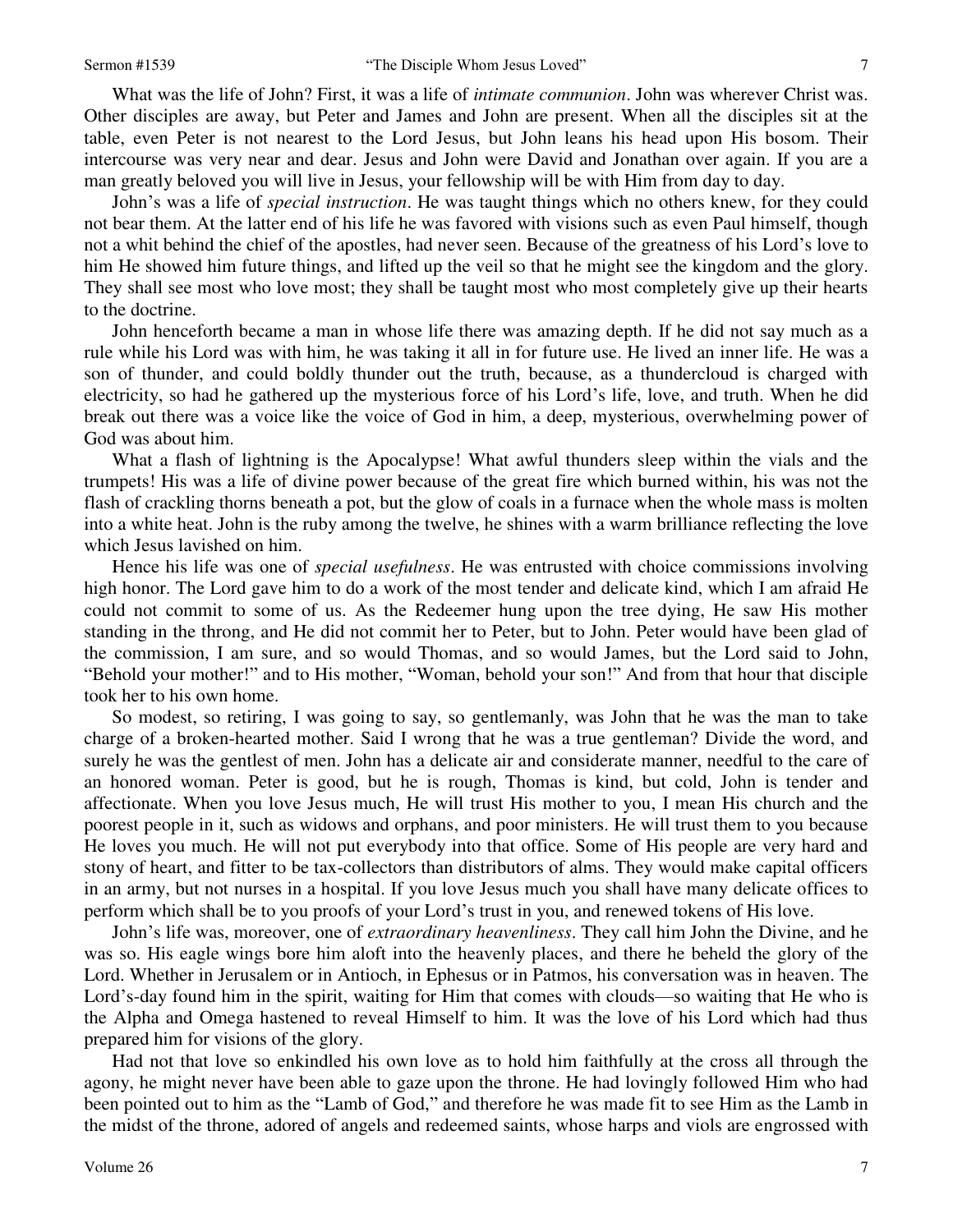What was the life of John? First, it was a life of *intimate communion*. John was wherever Christ was. Other disciples are away, but Peter and James and John are present. When all the disciples sit at the table, even Peter is not nearest to the Lord Jesus, but John leans his head upon His bosom. Their intercourse was very near and dear. Jesus and John were David and Jonathan over again. If you are a man greatly beloved you will live in Jesus, your fellowship will be with Him from day to day.

John's was a life of *special instruction*. He was taught things which no others knew, for they could not bear them. At the latter end of his life he was favored with visions such as even Paul himself, though not a whit behind the chief of the apostles, had never seen. Because of the greatness of his Lord's love to him He showed him future things, and lifted up the veil so that he might see the kingdom and the glory. They shall see most who love most; they shall be taught most who most completely give up their hearts to the doctrine.

John henceforth became a man in whose life there was amazing depth. If he did not say much as a rule while his Lord was with him, he was taking it all in for future use. He lived an inner life. He was a son of thunder, and could boldly thunder out the truth, because, as a thundercloud is charged with electricity, so had he gathered up the mysterious force of his Lord's life, love, and truth. When he did break out there was a voice like the voice of God in him, a deep, mysterious, overwhelming power of God was about him.

What a flash of lightning is the Apocalypse! What awful thunders sleep within the vials and the trumpets! His was a life of divine power because of the great fire which burned within, his was not the flash of crackling thorns beneath a pot, but the glow of coals in a furnace when the whole mass is molten into a white heat. John is the ruby among the twelve, he shines with a warm brilliance reflecting the love which Jesus lavished on him.

Hence his life was one of *special usefulness*. He was entrusted with choice commissions involving high honor. The Lord gave him to do a work of the most tender and delicate kind, which I am afraid He could not commit to some of us. As the Redeemer hung upon the tree dying, He saw His mother standing in the throng, and He did not commit her to Peter, but to John. Peter would have been glad of the commission, I am sure, and so would Thomas, and so would James, but the Lord said to John, "Behold your mother!" and to His mother, "Woman, behold your son!" And from that hour that disciple took her to his own home.

So modest, so retiring, I was going to say, so gentlemanly, was John that he was the man to take charge of a broken-hearted mother. Said I wrong that he was a true gentleman? Divide the word, and surely he was the gentlest of men. John has a delicate air and considerate manner, needful to the care of an honored woman. Peter is good, but he is rough, Thomas is kind, but cold, John is tender and affectionate. When you love Jesus much, He will trust His mother to you, I mean His church and the poorest people in it, such as widows and orphans, and poor ministers. He will trust them to you because He loves you much. He will not put everybody into that office. Some of His people are very hard and stony of heart, and fitter to be tax-collectors than distributors of alms. They would make capital officers in an army, but not nurses in a hospital. If you love Jesus much you shall have many delicate offices to perform which shall be to you proofs of your Lord's trust in you, and renewed tokens of His love.

John's life was, moreover, one of *extraordinary heavenliness*. They call him John the Divine, and he was so. His eagle wings bore him aloft into the heavenly places, and there he beheld the glory of the Lord. Whether in Jerusalem or in Antioch, in Ephesus or in Patmos, his conversation was in heaven. The Lord's-day found him in the spirit, waiting for Him that comes with clouds—so waiting that He who is the Alpha and Omega hastened to reveal Himself to him. It was the love of his Lord which had thus prepared him for visions of the glory.

Had not that love so enkindled his own love as to hold him faithfully at the cross all through the agony, he might never have been able to gaze upon the throne. He had lovingly followed Him who had been pointed out to him as the "Lamb of God," and therefore he was made fit to see Him as the Lamb in the midst of the throne, adored of angels and redeemed saints, whose harps and viols are engrossed with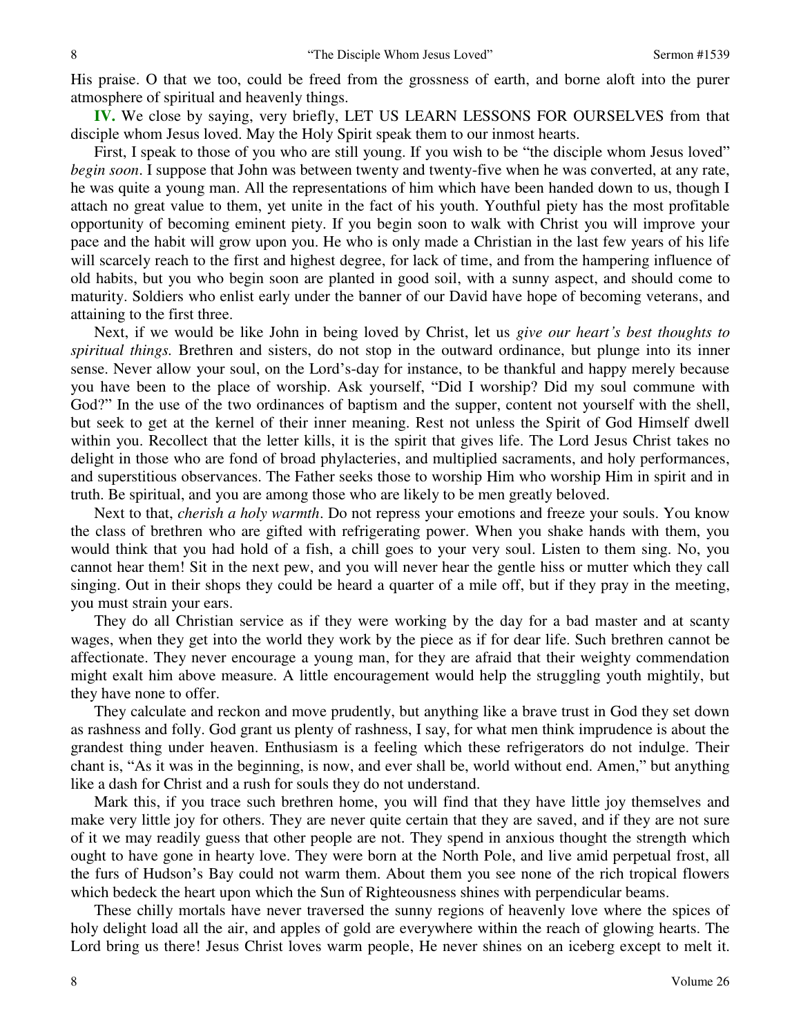His praise. O that we too, could be freed from the grossness of earth, and borne aloft into the purer atmosphere of spiritual and heavenly things.

**IV.** We close by saying, very briefly, LET US LEARN LESSONS FOR OURSELVES from that disciple whom Jesus loved. May the Holy Spirit speak them to our inmost hearts.

First, I speak to those of you who are still young. If you wish to be "the disciple whom Jesus loved" *begin soon*. I suppose that John was between twenty and twenty-five when he was converted, at any rate, he was quite a young man. All the representations of him which have been handed down to us, though I attach no great value to them, yet unite in the fact of his youth. Youthful piety has the most profitable opportunity of becoming eminent piety. If you begin soon to walk with Christ you will improve your pace and the habit will grow upon you. He who is only made a Christian in the last few years of his life will scarcely reach to the first and highest degree, for lack of time, and from the hampering influence of old habits, but you who begin soon are planted in good soil, with a sunny aspect, and should come to maturity. Soldiers who enlist early under the banner of our David have hope of becoming veterans, and attaining to the first three.

Next, if we would be like John in being loved by Christ, let us *give our heart's best thoughts to spiritual things.* Brethren and sisters, do not stop in the outward ordinance, but plunge into its inner sense. Never allow your soul, on the Lord's-day for instance, to be thankful and happy merely because you have been to the place of worship. Ask yourself, "Did I worship? Did my soul commune with God?" In the use of the two ordinances of baptism and the supper, content not yourself with the shell, but seek to get at the kernel of their inner meaning. Rest not unless the Spirit of God Himself dwell within you. Recollect that the letter kills, it is the spirit that gives life. The Lord Jesus Christ takes no delight in those who are fond of broad phylacteries, and multiplied sacraments, and holy performances, and superstitious observances. The Father seeks those to worship Him who worship Him in spirit and in truth. Be spiritual, and you are among those who are likely to be men greatly beloved.

Next to that, *cherish a holy warmth*. Do not repress your emotions and freeze your souls. You know the class of brethren who are gifted with refrigerating power. When you shake hands with them, you would think that you had hold of a fish, a chill goes to your very soul. Listen to them sing. No, you cannot hear them! Sit in the next pew, and you will never hear the gentle hiss or mutter which they call singing. Out in their shops they could be heard a quarter of a mile off, but if they pray in the meeting, you must strain your ears.

They do all Christian service as if they were working by the day for a bad master and at scanty wages, when they get into the world they work by the piece as if for dear life. Such brethren cannot be affectionate. They never encourage a young man, for they are afraid that their weighty commendation might exalt him above measure. A little encouragement would help the struggling youth mightily, but they have none to offer.

They calculate and reckon and move prudently, but anything like a brave trust in God they set down as rashness and folly. God grant us plenty of rashness, I say, for what men think imprudence is about the grandest thing under heaven. Enthusiasm is a feeling which these refrigerators do not indulge. Their chant is, "As it was in the beginning, is now, and ever shall be, world without end. Amen," but anything like a dash for Christ and a rush for souls they do not understand.

Mark this, if you trace such brethren home, you will find that they have little joy themselves and make very little joy for others. They are never quite certain that they are saved, and if they are not sure of it we may readily guess that other people are not. They spend in anxious thought the strength which ought to have gone in hearty love. They were born at the North Pole, and live amid perpetual frost, all the furs of Hudson's Bay could not warm them. About them you see none of the rich tropical flowers which bedeck the heart upon which the Sun of Righteousness shines with perpendicular beams.

These chilly mortals have never traversed the sunny regions of heavenly love where the spices of holy delight load all the air, and apples of gold are everywhere within the reach of glowing hearts. The Lord bring us there! Jesus Christ loves warm people, He never shines on an iceberg except to melt it.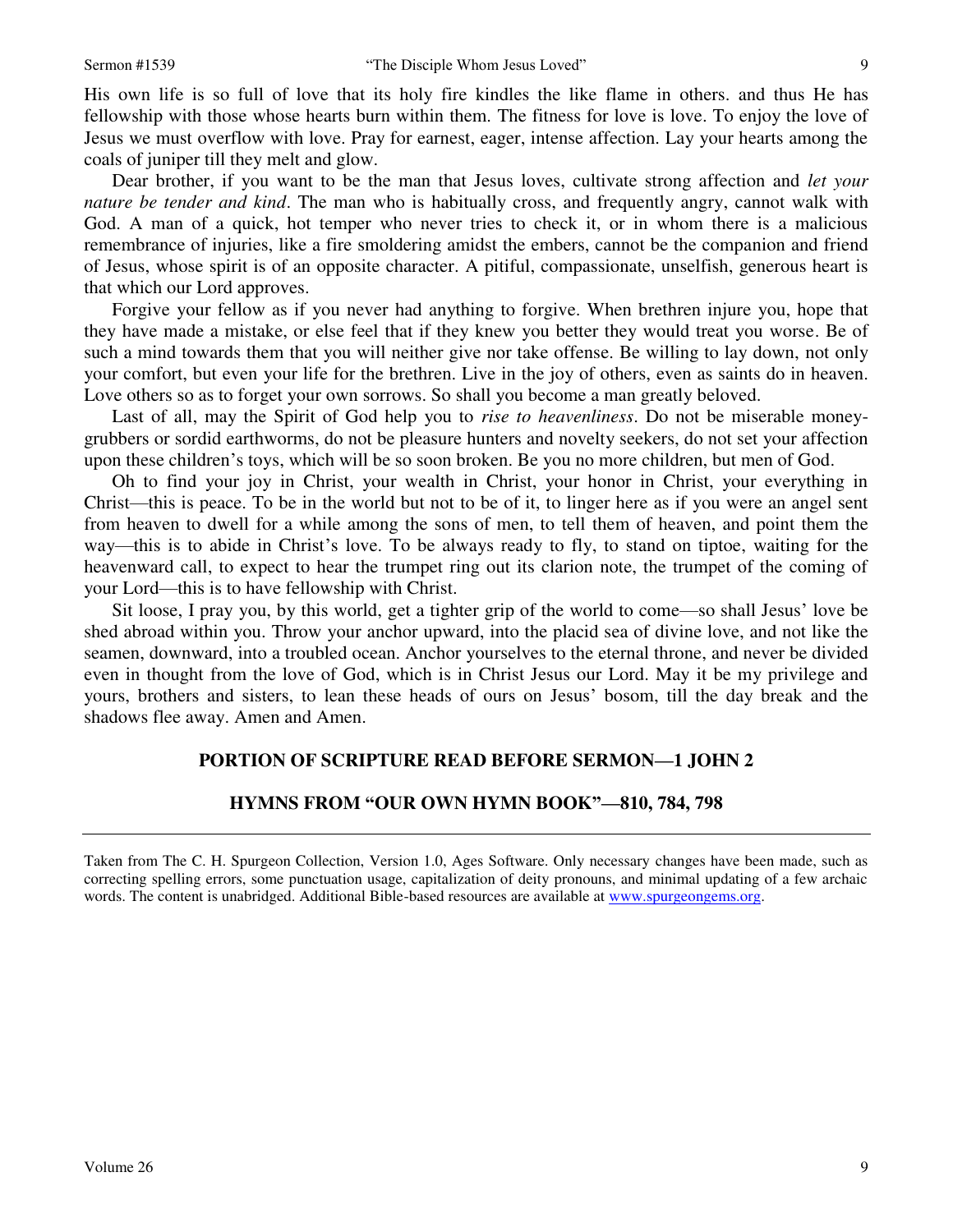His own life is so full of love that its holy fire kindles the like flame in others. and thus He has fellowship with those whose hearts burn within them. The fitness for love is love. To enjoy the love of Jesus we must overflow with love. Pray for earnest, eager, intense affection. Lay your hearts among the coals of juniper till they melt and glow.

Dear brother, if you want to be the man that Jesus loves, cultivate strong affection and *let your nature be tender and kind*. The man who is habitually cross, and frequently angry, cannot walk with God. A man of a quick, hot temper who never tries to check it, or in whom there is a malicious remembrance of injuries, like a fire smoldering amidst the embers, cannot be the companion and friend of Jesus, whose spirit is of an opposite character. A pitiful, compassionate, unselfish, generous heart is that which our Lord approves.

Forgive your fellow as if you never had anything to forgive. When brethren injure you, hope that they have made a mistake, or else feel that if they knew you better they would treat you worse. Be of such a mind towards them that you will neither give nor take offense. Be willing to lay down, not only your comfort, but even your life for the brethren. Live in the joy of others, even as saints do in heaven. Love others so as to forget your own sorrows. So shall you become a man greatly beloved.

Last of all, may the Spirit of God help you to *rise to heavenliness*. Do not be miserable money-grubbers or sordid earthworms, do not be pleasure hunters and novelty seekers, do not set your affection upon these children's toys, which will be so soon broken. Be you no more children, but men of God.

Oh to find your joy in Christ, your wealth in Christ, your honor in Christ, your everything in Christ—this is peace. To be in the world but not to be of it, to linger here as if you were an angel sent from heaven to dwell for a while among the sons of men, to tell them of heaven, and point them the way—this is to abide in Christ's love. To be always ready to fly, to stand on tiptoe, waiting for the heavenward call, to expect to hear the trumpet ring out its clarion note, the trumpet of the coming of your Lord—this is to have fellowship with Christ.

Sit loose, I pray you, by this world, get a tighter grip of the world to come—so shall Jesus' love be shed abroad within you. Throw your anchor upward, into the placid sea of divine love, and not like the seamen, downward, into a troubled ocean. Anchor yourselves to the eternal throne, and never be divided even in thought from the love of God, which is in Christ Jesus our Lord. May it be my privilege and yours, brothers and sisters, to lean these heads of ours on Jesus' bosom, till the day break and the shadows flee away. Amen and Amen.

**PORTION OF SCRIPTURE READ BEFORE SERMON—1 JOHN 2**

**HYMNS FROM "OUR OWN HYMN BOOK"—810, 784, 798**

---

Taken from The C. H. Spurgeon Collection, Version 1.0, Ages Software. Only necessary changes have been made, such as correcting spelling errors, some punctuation usage, capitalization of deity pronouns, and minimal updating of a few archaic words. The content is unabridged. Additional Bible-based resources are available at www.spurgeongems.org.